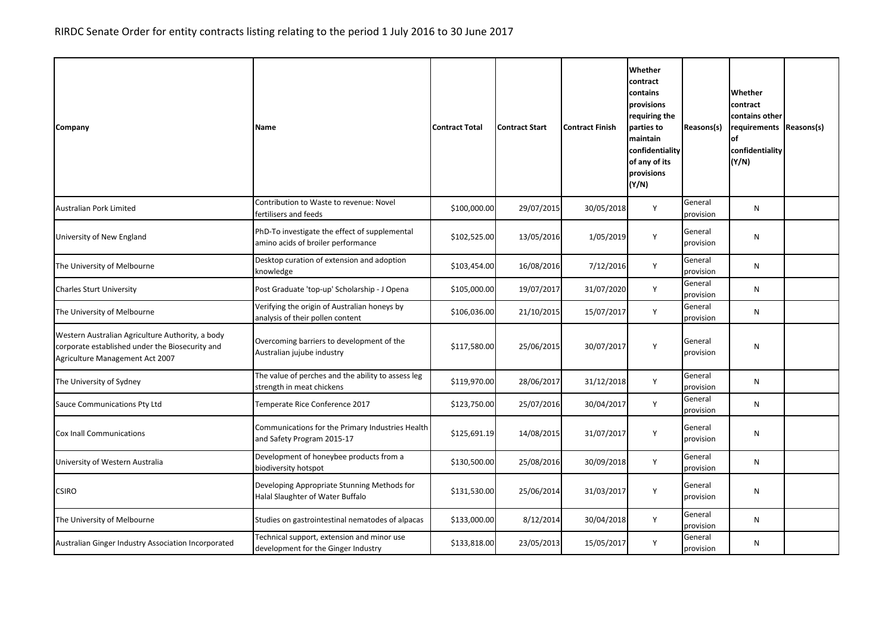RIRDC Senate Order for entity contracts listing relating to the period 1 July 2016 to 30 June 2017

| Company | Name | Contract Total | Contract Start | Contract Finish | Whether contract contains provisions requiring the parties to maintain confidentiality of any of its provisions (Y/N) | Reasons(s) | Whether contract contains other requirements of confidentiality (Y/N) | Reasons(s) |
|---|---|---|---|---|---|---|---|---|
| Australian Pork Limited | Contribution to Waste to revenue: Novel fertilisers and feeds | $100,000.00 | 29/07/2015 | 30/05/2018 | Y | General provision | N | |
| University of New England | PhD-To investigate the effect of supplemental amino acids of broiler performance | $102,525.00 | 13/05/2016 | 1/05/2019 | Y | General provision | N | |
| The University of Melbourne | Desktop curation of extension and adoption knowledge | $103,454.00 | 16/08/2016 | 7/12/2016 | Y | General provision | N | |
| Charles Sturt University | Post Graduate 'top-up' Scholarship - J Opena | $105,000.00 | 19/07/2017 | 31/07/2020 | Y | General provision | N | |
| The University of Melbourne | Verifying the origin of Australian honeys by analysis of their pollen content | $106,036.00 | 21/10/2015 | 15/07/2017 | Y | General provision | N | |
| Western Australian Agriculture Authority, a body corporate established under the Biosecurity and Agriculture Management Act 2007 | Overcoming barriers to development of the Australian jujube industry | $117,580.00 | 25/06/2015 | 30/07/2017 | Y | General provision | N | |
| The University of Sydney | The value of perches and the ability to assess leg strength in meat chickens | $119,970.00 | 28/06/2017 | 31/12/2018 | Y | General provision | N | |
| Sauce Communications Pty Ltd | Temperate Rice Conference 2017 | $123,750.00 | 25/07/2016 | 30/04/2017 | Y | General provision | N | |
| Cox Inall Communications | Communications for the Primary Industries Health and Safety Program 2015-17 | $125,691.19 | 14/08/2015 | 31/07/2017 | Y | General provision | N | |
| University of Western Australia | Development of honeybee products from a biodiversity hotspot | $130,500.00 | 25/08/2016 | 30/09/2018 | Y | General provision | N | |
| CSIRO | Developing Appropriate Stunning Methods for Halal Slaughter of Water Buffalo | $131,530.00 | 25/06/2014 | 31/03/2017 | Y | General provision | N | |
| The University of Melbourne | Studies on gastrointestinal nematodes of alpacas | $133,000.00 | 8/12/2014 | 30/04/2018 | Y | General provision | N | |
| Australian Ginger Industry Association Incorporated | Technical support, extension and minor use development for the Ginger Industry | $133,818.00 | 23/05/2013 | 15/05/2017 | Y | General provision | N | |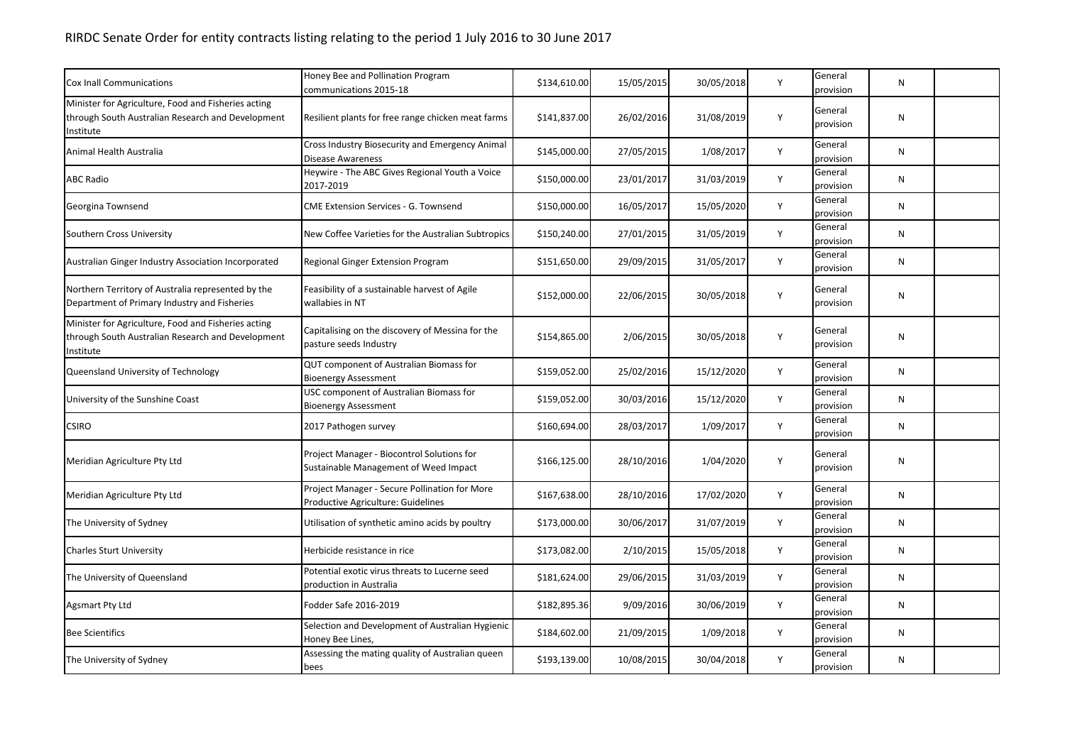# RIRDC Senate Order for entity contracts listing relating to the period 1 July 2016 to 30 June 2017

| | | | | | | | | |
|---|---|---|---|---|---|---|---|---|
| Cox Inall Communications | Honey Bee and Pollination Program communications 2015-18 | $134,610.00 | 15/05/2015 | 30/05/2018 | Y | General provision | N | |
| Minister for Agriculture, Food and Fisheries acting through South Australian Research and Development Institute | Resilient plants for free range chicken meat farms | $141,837.00 | 26/02/2016 | 31/08/2019 | Y | General provision | N | |
| Animal Health Australia | Cross Industry Biosecurity and Emergency Animal Disease Awareness | $145,000.00 | 27/05/2015 | 1/08/2017 | Y | General provision | N | |
| ABC Radio | Heywire - The ABC Gives Regional Youth a Voice 2017-2019 | $150,000.00 | 23/01/2017 | 31/03/2019 | Y | General provision | N | |
| Georgina Townsend | CME Extension Services - G. Townsend | $150,000.00 | 16/05/2017 | 15/05/2020 | Y | General provision | N | |
| Southern Cross University | New Coffee Varieties for the Australian Subtropics | $150,240.00 | 27/01/2015 | 31/05/2019 | Y | General provision | N | |
| Australian Ginger Industry Association Incorporated | Regional Ginger Extension Program | $151,650.00 | 29/09/2015 | 31/05/2017 | Y | General provision | N | |
| Northern Territory of Australia represented by the Department of Primary Industry and Fisheries | Feasibility of a sustainable harvest of Agile wallabies in NT | $152,000.00 | 22/06/2015 | 30/05/2018 | Y | General provision | N | |
| Minister for Agriculture, Food and Fisheries acting through South Australian Research and Development Institute | Capitalising on the discovery of Messina for the pasture seeds Industry | $154,865.00 | 2/06/2015 | 30/05/2018 | Y | General provision | N | |
| Queensland University of Technology | QUT component of Australian Biomass for Bioenergy Assessment | $159,052.00 | 25/02/2016 | 15/12/2020 | Y | General provision | N | |
| University of the Sunshine Coast | USC component of Australian Biomass for Bioenergy Assessment | $159,052.00 | 30/03/2016 | 15/12/2020 | Y | General provision | N | |
| CSIRO | 2017 Pathogen survey | $160,694.00 | 28/03/2017 | 1/09/2017 | Y | General provision | N | |
| Meridian Agriculture Pty Ltd | Project Manager - Biocontrol Solutions for Sustainable Management of Weed Impact | $166,125.00 | 28/10/2016 | 1/04/2020 | Y | General provision | N | |
| Meridian Agriculture Pty Ltd | Project Manager - Secure Pollination for More Productive Agriculture: Guidelines | $167,638.00 | 28/10/2016 | 17/02/2020 | Y | General provision | N | |
| The University of Sydney | Utilisation of synthetic amino acids by poultry | $173,000.00 | 30/06/2017 | 31/07/2019 | Y | General provision | N | |
| Charles Sturt University | Herbicide resistance in rice | $173,082.00 | 2/10/2015 | 15/05/2018 | Y | General provision | N | |
| The University of Queensland | Potential exotic virus threats to Lucerne seed production in Australia | $181,624.00 | 29/06/2015 | 31/03/2019 | Y | General provision | N | |
| Agsmart Pty Ltd | Fodder Safe 2016-2019 | $182,895.36 | 9/09/2016 | 30/06/2019 | Y | General provision | N | |
| Bee Scientifics | Selection and Development of Australian Hygienic Honey Bee Lines, | $184,602.00 | 21/09/2015 | 1/09/2018 | Y | General provision | N | |
| The University of Sydney | Assessing the mating quality of Australian queen bees | $193,139.00 | 10/08/2015 | 30/04/2018 | Y | General provision | N | |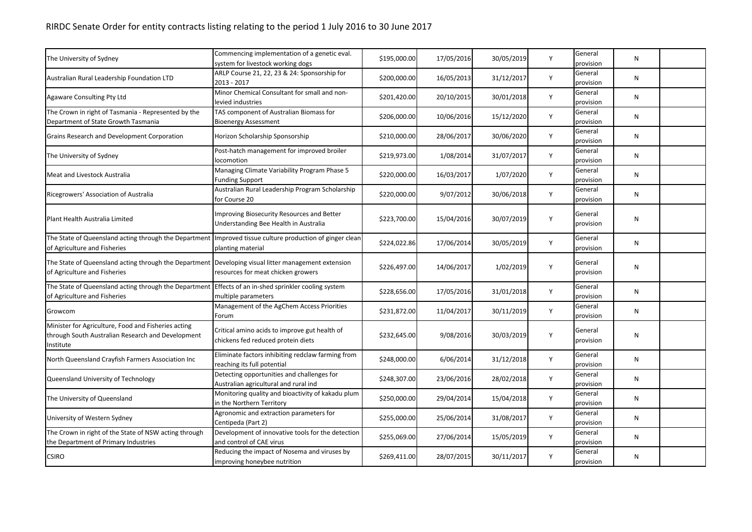# RIRDC Senate Order for entity contracts listing relating to the period 1 July 2016 to 30 June 2017

| | | | | | | | | |
|---|---|---|---|---|---|---|---|---|
| The University of Sydney | Commencing implementation of a genetic eval. system for livestock working dogs | $195,000.00 | 17/05/2016 | 30/05/2019 | Y | General provision | N | |
| Australian Rural Leadership Foundation LTD | ARLP Course 21, 22, 23 & 24: Sponsorship for 2013 - 2017 | $200,000.00 | 16/05/2013 | 31/12/2017 | Y | General provision | N | |
| Agaware Consulting Pty Ltd | Minor Chemical Consultant for small and non-levied industries | $201,420.00 | 20/10/2015 | 30/01/2018 | Y | General provision | N | |
| The Crown in right of Tasmania - Represented by the Department of State Growth Tasmania | TAS component of Australian Biomass for Bioenergy Assessment | $206,000.00 | 10/06/2016 | 15/12/2020 | Y | General provision | N | |
| Grains Research and Development Corporation | Horizon Scholarship Sponsorship | $210,000.00 | 28/06/2017 | 30/06/2020 | Y | General provision | N | |
| The University of Sydney | Post-hatch management for improved broiler locomotion | $219,973.00 | 1/08/2014 | 31/07/2017 | Y | General provision | N | |
| Meat and Livestock Australia | Managing Climate Variability Program Phase 5 Funding Support | $220,000.00 | 16/03/2017 | 1/07/2020 | Y | General provision | N | |
| Ricegrowers' Association of Australia | Australian Rural Leadership Program Scholarship for Course 20 | $220,000.00 | 9/07/2012 | 30/06/2018 | Y | General provision | N | |
| Plant Health Australia Limited | Improving Biosecurity Resources and Better Understanding Bee Health in Australia | $223,700.00 | 15/04/2016 | 30/07/2019 | Y | General provision | N | |
| The State of Queensland acting through the Department of Agriculture and Fisheries | Improved tissue culture production of ginger clean planting material | $224,022.86 | 17/06/2014 | 30/05/2019 | Y | General provision | N | |
| The State of Queensland acting through the Department of Agriculture and Fisheries | Developing visual litter management extension resources for meat chicken growers | $226,497.00 | 14/06/2017 | 1/02/2019 | Y | General provision | N | |
| The State of Queensland acting through the Department of Agriculture and Fisheries | Effects of an in-shed sprinkler cooling system multiple parameters | $228,656.00 | 17/05/2016 | 31/01/2018 | Y | General provision | N | |
| Growcom | Management of the AgChem Access Priorities Forum | $231,872.00 | 11/04/2017 | 30/11/2019 | Y | General provision | N | |
| Minister for Agriculture, Food and Fisheries acting through South Australian Research and Development Institute | Critical amino acids to improve gut health of chickens fed reduced protein diets | $232,645.00 | 9/08/2016 | 30/03/2019 | Y | General provision | N | |
| North Queensland Crayfish Farmers Association Inc | Eliminate factors inhibiting redclaw farming from reaching its full potential | $248,000.00 | 6/06/2014 | 31/12/2018 | Y | General provision | N | |
| Queensland University of Technology | Detecting opportunities and challenges for Australian agricultural and rural ind | $248,307.00 | 23/06/2016 | 28/02/2018 | Y | General provision | N | |
| The University of Queensland | Monitoring quality and bioactivity of kakadu plum in the Northern Territory | $250,000.00 | 29/04/2014 | 15/04/2018 | Y | General provision | N | |
| University of Western Sydney | Agronomic and extraction parameters for Centipeda (Part 2) | $255,000.00 | 25/06/2014 | 31/08/2017 | Y | General provision | N | |
| The Crown in right of the State of NSW acting through the Department of Primary Industries | Development of innovative tools for the detection and control of CAE virus | $255,069.00 | 27/06/2014 | 15/05/2019 | Y | General provision | N | |
| CSIRO | Reducing the impact of Nosema and viruses by improving honeybee nutrition | $269,411.00 | 28/07/2015 | 30/11/2017 | Y | General provision | N | |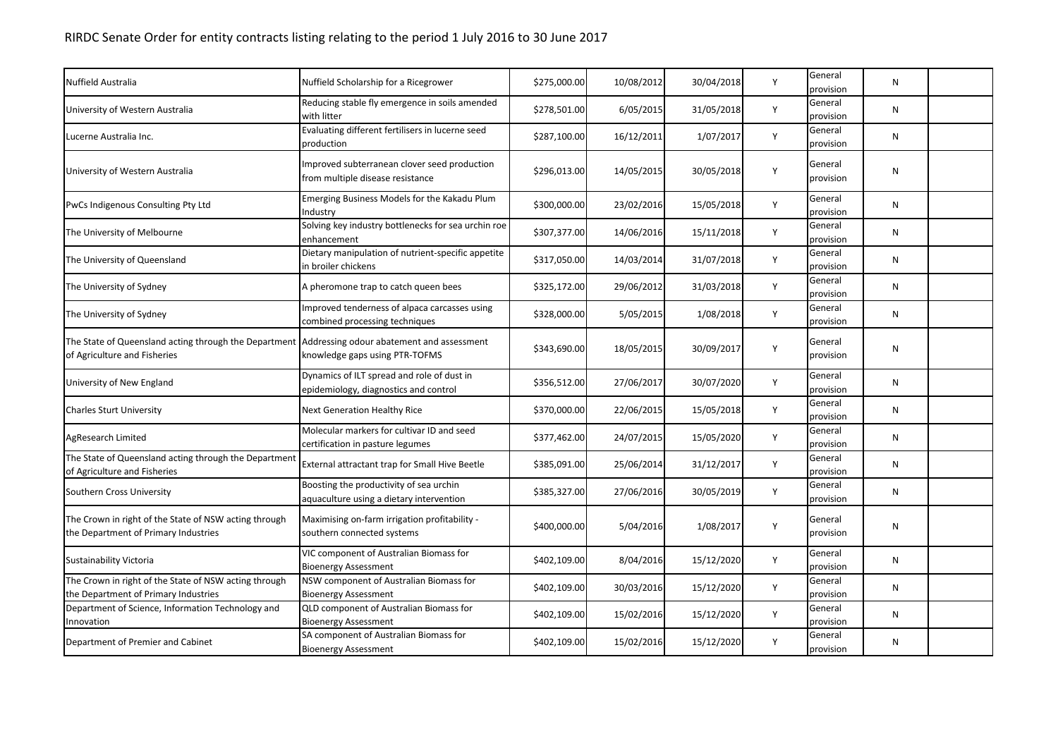# RIRDC Senate Order for entity contracts listing relating to the period 1 July 2016 to 30 June 2017

| | | | | | | | | |
|---|---|---|---|---|---|---|---|---|
| Nuffield Australia | Nuffield Scholarship for a Ricegrower | $275,000.00 | 10/08/2012 | 30/04/2018 | Y | General provision | N | |
| University of Western Australia | Reducing stable fly emergence in soils amended with litter | $278,501.00 | 6/05/2015 | 31/05/2018 | Y | General provision | N | |
| Lucerne Australia Inc. | Evaluating different fertilisers in lucerne seed production | $287,100.00 | 16/12/2011 | 1/07/2017 | Y | General provision | N | |
| University of Western Australia | Improved subterranean clover seed production from multiple disease resistance | $296,013.00 | 14/05/2015 | 30/05/2018 | Y | General provision | N | |
| PwCs Indigenous Consulting Pty Ltd | Emerging Business Models for the Kakadu Plum Industry | $300,000.00 | 23/02/2016 | 15/05/2018 | Y | General provision | N | |
| The University of Melbourne | Solving key industry bottlenecks for sea urchin roe enhancement | $307,377.00 | 14/06/2016 | 15/11/2018 | Y | General provision | N | |
| The University of Queensland | Dietary manipulation of nutrient-specific appetite in broiler chickens | $317,050.00 | 14/03/2014 | 31/07/2018 | Y | General provision | N | |
| The University of Sydney | A pheromone trap to catch queen bees | $325,172.00 | 29/06/2012 | 31/03/2018 | Y | General provision | N | |
| The University of Sydney | Improved tenderness of alpaca carcasses using combined processing techniques | $328,000.00 | 5/05/2015 | 1/08/2018 | Y | General provision | N | |
| The State of Queensland acting through the Department of Agriculture and Fisheries | Addressing odour abatement and assessment knowledge gaps using PTR-TOFMS | $343,690.00 | 18/05/2015 | 30/09/2017 | Y | General provision | N | |
| University of New England | Dynamics of ILT spread and role of dust in epidemiology, diagnostics and control | $356,512.00 | 27/06/2017 | 30/07/2020 | Y | General provision | N | |
| Charles Sturt University | Next Generation Healthy Rice | $370,000.00 | 22/06/2015 | 15/05/2018 | Y | General provision | N | |
| AgResearch Limited | Molecular markers for cultivar ID and seed certification in pasture legumes | $377,462.00 | 24/07/2015 | 15/05/2020 | Y | General provision | N | |
| The State of Queensland acting through the Department of Agriculture and Fisheries | External attractant trap for Small Hive Beetle | $385,091.00 | 25/06/2014 | 31/12/2017 | Y | General provision | N | |
| Southern Cross University | Boosting the productivity of sea urchin aquaculture using a dietary intervention | $385,327.00 | 27/06/2016 | 30/05/2019 | Y | General provision | N | |
| The Crown in right of the State of NSW acting through the Department of Primary Industries | Maximising on-farm irrigation profitability - southern connected systems | $400,000.00 | 5/04/2016 | 1/08/2017 | Y | General provision | N | |
| Sustainability Victoria | VIC component of Australian Biomass for Bioenergy Assessment | $402,109.00 | 8/04/2016 | 15/12/2020 | Y | General provision | N | |
| The Crown in right of the State of NSW acting through the Department of Primary Industries | NSW component of Australian Biomass for Bioenergy Assessment | $402,109.00 | 30/03/2016 | 15/12/2020 | Y | General provision | N | |
| Department of Science, Information Technology and Innovation | QLD component of Australian Biomass for Bioenergy Assessment | $402,109.00 | 15/02/2016 | 15/12/2020 | Y | General provision | N | |
| Department of Premier and Cabinet | SA component of Australian Biomass for Bioenergy Assessment | $402,109.00 | 15/02/2016 | 15/12/2020 | Y | General provision | N | |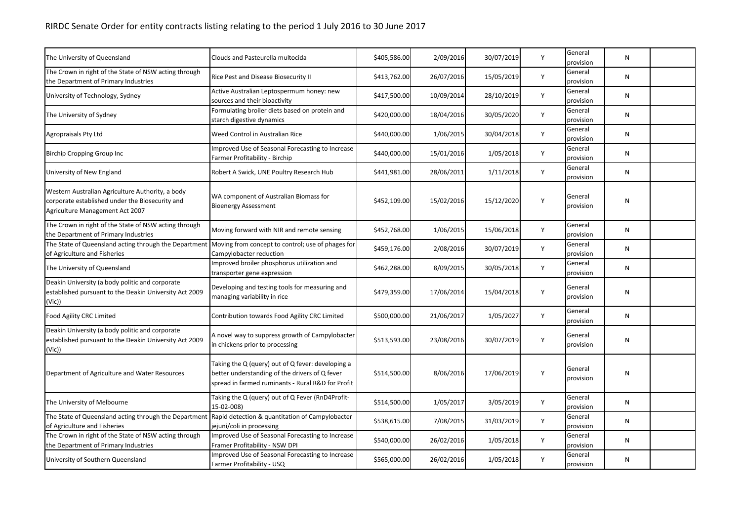# RIRDC Senate Order for entity contracts listing relating to the period 1 July 2016 to 30 June 2017

| | | | | | | | | |
|---|---|---|---|---|---|---|---|---|
| The University of Queensland | Clouds and Pasteurella multocida | $405,586.00 | 2/09/2016 | 30/07/2019 | Y | General provision | N | |
| The Crown in right of the State of NSW acting through the Department of Primary Industries | Rice Pest and Disease Biosecurity II | $413,762.00 | 26/07/2016 | 15/05/2019 | Y | General provision | N | |
| University of Technology, Sydney | Active Australian Leptospermum honey: new sources and their bioactivity | $417,500.00 | 10/09/2014 | 28/10/2019 | Y | General provision | N | |
| The University of Sydney | Formulating broiler diets based on protein and starch digestive dynamics | $420,000.00 | 18/04/2016 | 30/05/2020 | Y | General provision | N | |
| Agropraisals Pty Ltd | Weed Control in Australian Rice | $440,000.00 | 1/06/2015 | 30/04/2018 | Y | General provision | N | |
| Birchip Cropping Group Inc | Improved Use of Seasonal Forecasting to Increase Farmer Profitability - Birchip | $440,000.00 | 15/01/2016 | 1/05/2018 | Y | General provision | N | |
| University of New England | Robert A Swick, UNE Poultry Research Hub | $441,981.00 | 28/06/2011 | 1/11/2018 | Y | General provision | N | |
| Western Australian Agriculture Authority, a body corporate established under the Biosecurity and Agriculture Management Act 2007 | WA component of Australian Biomass for Bioenergy Assessment | $452,109.00 | 15/02/2016 | 15/12/2020 | Y | General provision | N | |
| The Crown in right of the State of NSW acting through the Department of Primary Industries | Moving forward with NIR and remote sensing | $452,768.00 | 1/06/2015 | 15/06/2018 | Y | General provision | N | |
| The State of Queensland acting through the Department of Agriculture and Fisheries | Moving from concept to control; use of phages for Campylobacter reduction | $459,176.00 | 2/08/2016 | 30/07/2019 | Y | General provision | N | |
| The University of Queensland | Improved broiler phosphorus utilization and transporter gene expression | $462,288.00 | 8/09/2015 | 30/05/2018 | Y | General provision | N | |
| Deakin University (a body politic and corporate established pursuant to the Deakin University Act 2009 (Vic)) | Developing and testing tools for measuring and managing variability in rice | $479,359.00 | 17/06/2014 | 15/04/2018 | Y | General provision | N | |
| Food Agility CRC Limited | Contribution towards Food Agility CRC Limited | $500,000.00 | 21/06/2017 | 1/05/2027 | Y | General provision | N | |
| Deakin University (a body politic and corporate established pursuant to the Deakin University Act 2009 (Vic)) | A novel way to suppress growth of Campylobacter in chickens prior to processing | $513,593.00 | 23/08/2016 | 30/07/2019 | Y | General provision | N | |
| Department of Agriculture and Water Resources | Taking the Q (query) out of Q fever: developing a better understanding of the drivers of Q fever spread in farmed ruminants - Rural R&D for Profit | $514,500.00 | 8/06/2016 | 17/06/2019 | Y | General provision | N | |
| The University of Melbourne | Taking the Q (query) out of Q Fever (RnD4Profit-15-02-008) | $514,500.00 | 1/05/2017 | 3/05/2019 | Y | General provision | N | |
| The State of Queensland acting through the Department of Agriculture and Fisheries | Rapid detection & quantitation of Campylobacter jejuni/coli in processing | $538,615.00 | 7/08/2015 | 31/03/2019 | Y | General provision | N | |
| The Crown in right of the State of NSW acting through the Department of Primary Industries | Improved Use of Seasonal Forecasting to Increase Framer Profitability - NSW DPI | $540,000.00 | 26/02/2016 | 1/05/2018 | Y | General provision | N | |
| University of Southern Queensland | Improved Use of Seasonal Forecasting to Increase Farmer Profitability - USQ | $565,000.00 | 26/02/2016 | 1/05/2018 | Y | General provision | N | |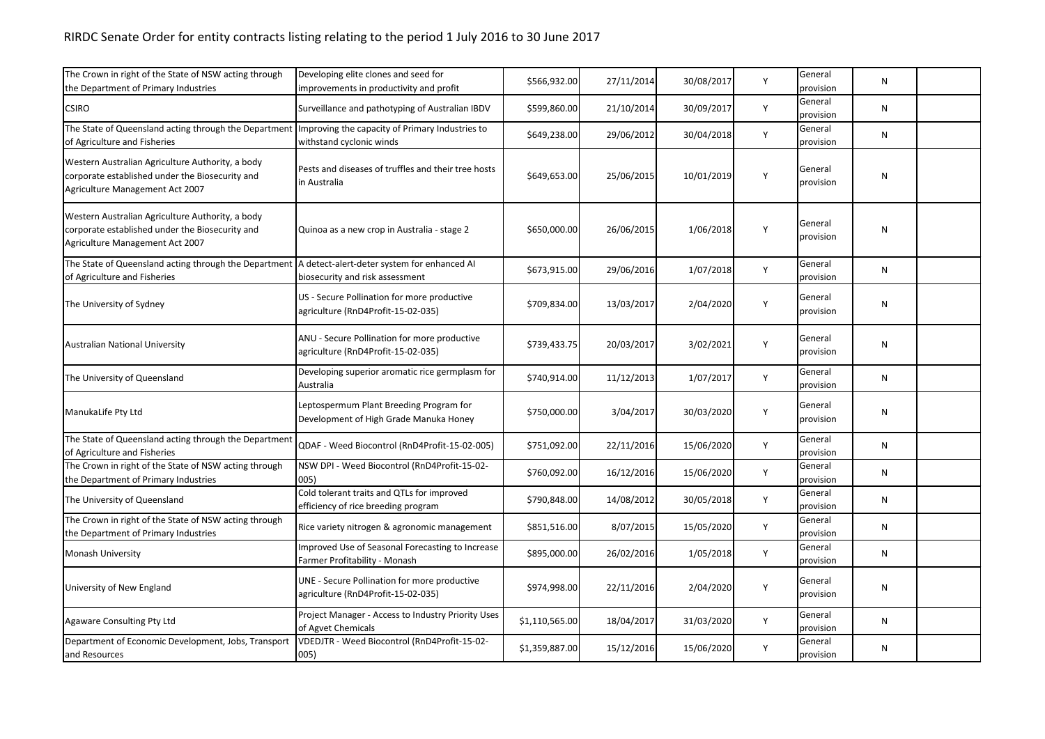# RIRDC Senate Order for entity contracts listing relating to the period 1 July 2016 to 30 June 2017

| | | | | | | | | |
|---|---|---|---|---|---|---|---|---|
| The Crown in right of the State of NSW acting through the Department of Primary Industries | Developing elite clones and seed for improvements in productivity and profit | $566,932.00 | 27/11/2014 | 30/08/2017 | Y | General provision | N | |
| CSIRO | Surveillance and pathotyping of Australian IBDV | $599,860.00 | 21/10/2014 | 30/09/2017 | Y | General provision | N | |
| The State of Queensland acting through the Department of Agriculture and Fisheries | Improving the capacity of Primary Industries to withstand cyclonic winds | $649,238.00 | 29/06/2012 | 30/04/2018 | Y | General provision | N | |
| Western Australian Agriculture Authority, a body corporate established under the Biosecurity and Agriculture Management Act 2007 | Pests and diseases of truffles and their tree hosts in Australia | $649,653.00 | 25/06/2015 | 10/01/2019 | Y | General provision | N | |
| Western Australian Agriculture Authority, a body corporate established under the Biosecurity and Agriculture Management Act 2007 | Quinoa as a new crop in Australia - stage 2 | $650,000.00 | 26/06/2015 | 1/06/2018 | Y | General provision | N | |
| The State of Queensland acting through the Department of Agriculture and Fisheries | A detect-alert-deter system for enhanced AI biosecurity and risk assessment | $673,915.00 | 29/06/2016 | 1/07/2018 | Y | General provision | N | |
| The University of Sydney | US - Secure Pollination for more productive agriculture (RnD4Profit-15-02-035) | $709,834.00 | 13/03/2017 | 2/04/2020 | Y | General provision | N | |
| Australian National University | ANU - Secure Pollination for more productive agriculture (RnD4Profit-15-02-035) | $739,433.75 | 20/03/2017 | 3/02/2021 | Y | General provision | N | |
| The University of Queensland | Developing superior aromatic rice germplasm for Australia | $740,914.00 | 11/12/2013 | 1/07/2017 | Y | General provision | N | |
| ManukaLife Pty Ltd | Leptospermum Plant Breeding Program for Development of High Grade Manuka Honey | $750,000.00 | 3/04/2017 | 30/03/2020 | Y | General provision | N | |
| The State of Queensland acting through the Department of Agriculture and Fisheries | QDAF - Weed Biocontrol (RnD4Profit-15-02-005) | $751,092.00 | 22/11/2016 | 15/06/2020 | Y | General provision | N | |
| The Crown in right of the State of NSW acting through the Department of Primary Industries | NSW DPI - Weed Biocontrol (RnD4Profit-15-02-005) | $760,092.00 | 16/12/2016 | 15/06/2020 | Y | General provision | N | |
| The University of Queensland | Cold tolerant traits and QTLs for improved efficiency of rice breeding program | $790,848.00 | 14/08/2012 | 30/05/2018 | Y | General provision | N | |
| The Crown in right of the State of NSW acting through the Department of Primary Industries | Rice variety nitrogen & agronomic management | $851,516.00 | 8/07/2015 | 15/05/2020 | Y | General provision | N | |
| Monash University | Improved Use of Seasonal Forecasting to Increase Farmer Profitability - Monash | $895,000.00 | 26/02/2016 | 1/05/2018 | Y | General provision | N | |
| University of New England | UNE - Secure Pollination for more productive agriculture (RnD4Profit-15-02-035) | $974,998.00 | 22/11/2016 | 2/04/2020 | Y | General provision | N | |
| Agaware Consulting Pty Ltd | Project Manager - Access to Industry Priority Uses of Agvet Chemicals | $1,110,565.00 | 18/04/2017 | 31/03/2020 | Y | General provision | N | |
| Department of Economic Development, Jobs, Transport and Resources | VDEDJTR - Weed Biocontrol (RnD4Profit-15-02-005) | $1,359,887.00 | 15/12/2016 | 15/06/2020 | Y | General provision | N | |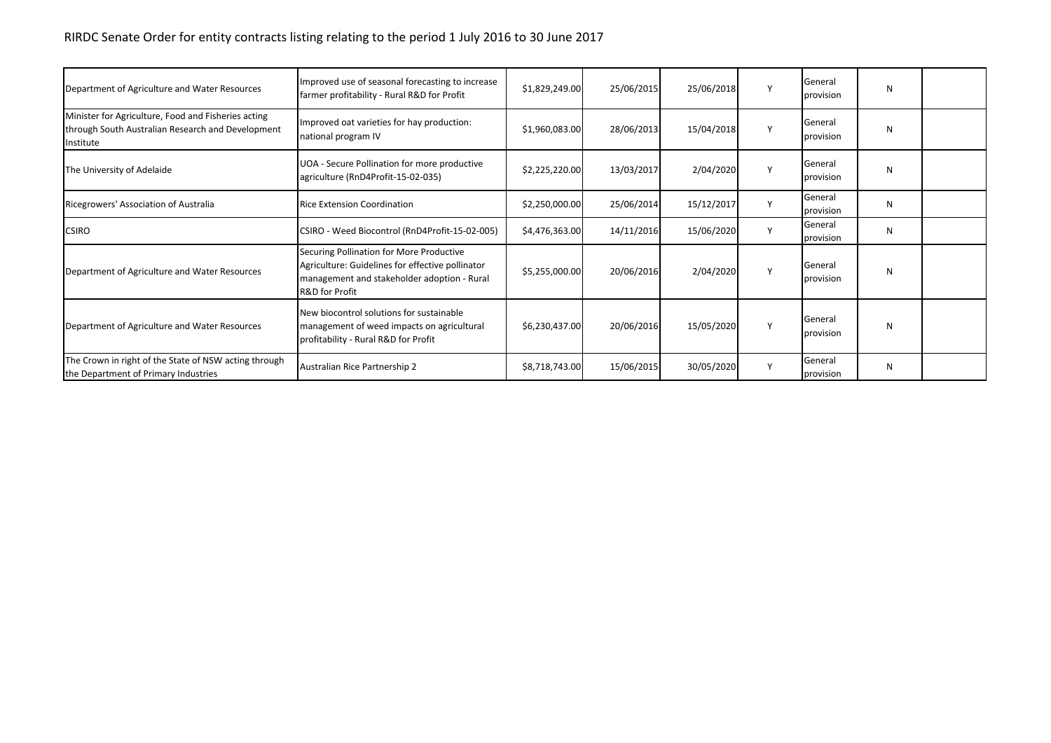RIRDC Senate Order for entity contracts listing relating to the period 1 July 2016 to 30 June 2017

| | | | | | | | | |
|---|---|---|---|---|---|---|---|---|
| Department of Agriculture and Water Resources | Improved use of seasonal forecasting to increase farmer profitability - Rural R&D for Profit | $1,829,249.00 | 25/06/2015 | 25/06/2018 | Y | General provision | N | |
| Minister for Agriculture, Food and Fisheries acting through South Australian Research and Development Institute | Improved oat varieties for hay production: national program IV | $1,960,083.00 | 28/06/2013 | 15/04/2018 | Y | General provision | N | |
| The University of Adelaide | UOA - Secure Pollination for more productive agriculture (RnD4Profit-15-02-035) | $2,225,220.00 | 13/03/2017 | 2/04/2020 | Y | General provision | N | |
| Ricegrowers' Association of Australia | Rice Extension Coordination | $2,250,000.00 | 25/06/2014 | 15/12/2017 | Y | General provision | N | |
| CSIRO | CSIRO - Weed Biocontrol (RnD4Profit-15-02-005) | $4,476,363.00 | 14/11/2016 | 15/06/2020 | Y | General provision | N | |
| Department of Agriculture and Water Resources | Securing Pollination for More Productive Agriculture: Guidelines for effective pollinator management and stakeholder adoption - Rural R&D for Profit | $5,255,000.00 | 20/06/2016 | 2/04/2020 | Y | General provision | N | |
| Department of Agriculture and Water Resources | New biocontrol solutions for sustainable management of weed impacts on agricultural profitability - Rural R&D for Profit | $6,230,437.00 | 20/06/2016 | 15/05/2020 | Y | General provision | N | |
| The Crown in right of the State of NSW acting through the Department of Primary Industries | Australian Rice Partnership 2 | $8,718,743.00 | 15/06/2015 | 30/05/2020 | Y | General provision | N | |